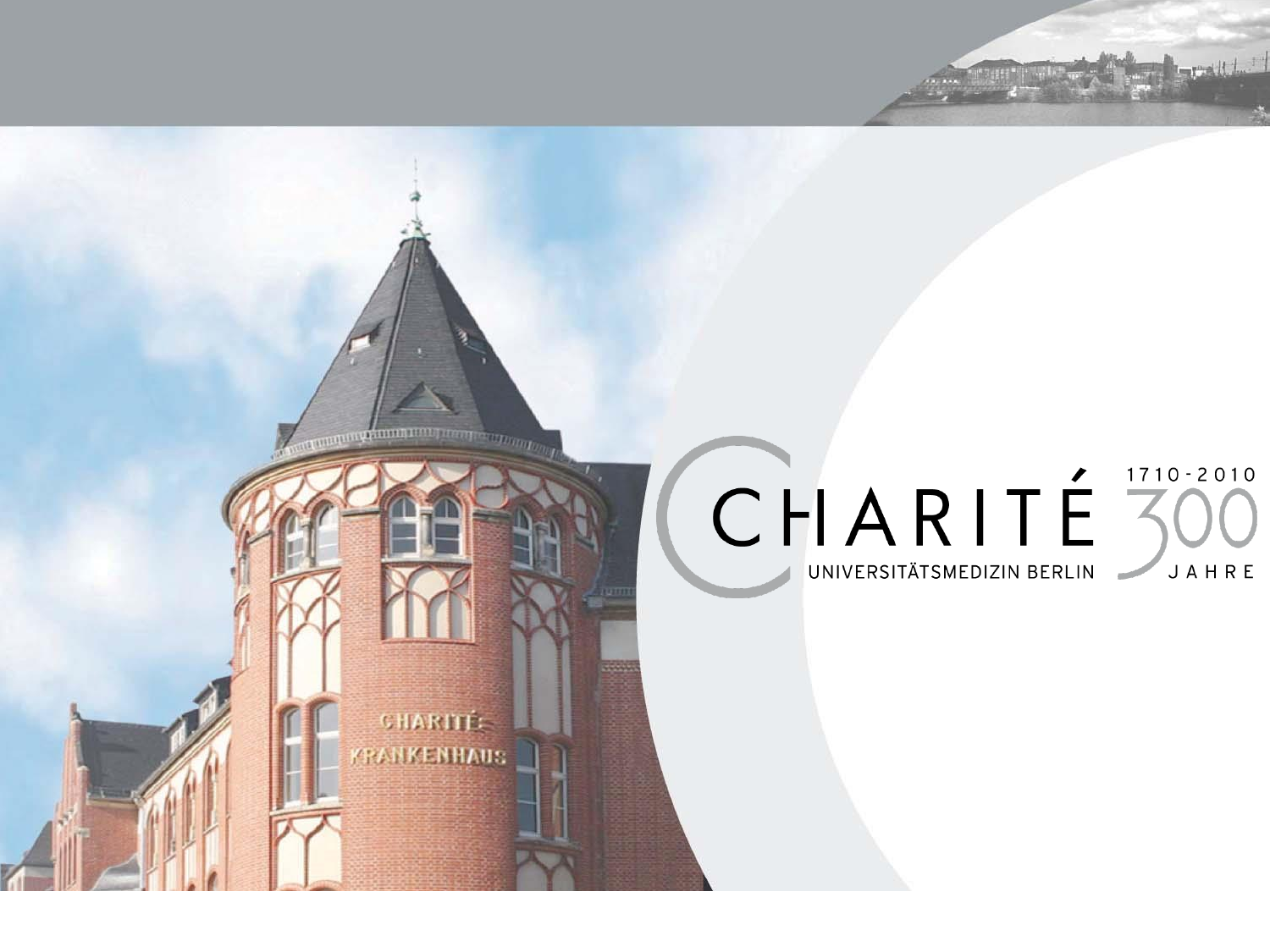# CHARITÉ

UNIVERSITÄTSMEDIZIN BERLIN

1710 - 2010

300 JAHRE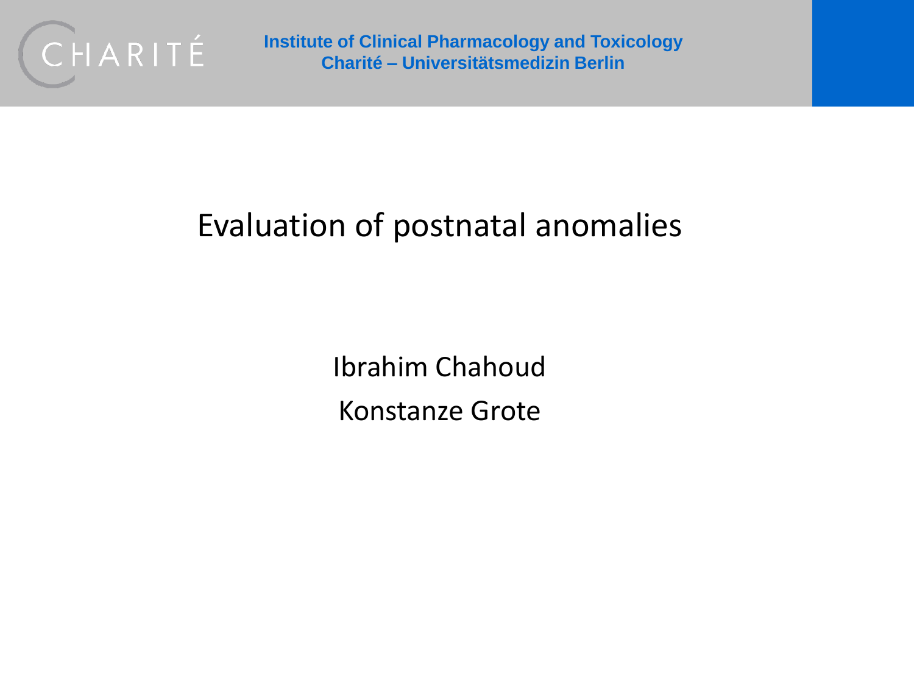Institute of Clinical Pharmacology and Toxicology
Charité – Universitätsmedizin Berlin

# Evaluation of postnatal anomalies

Ibrahim Chahoud

Konstanze Grote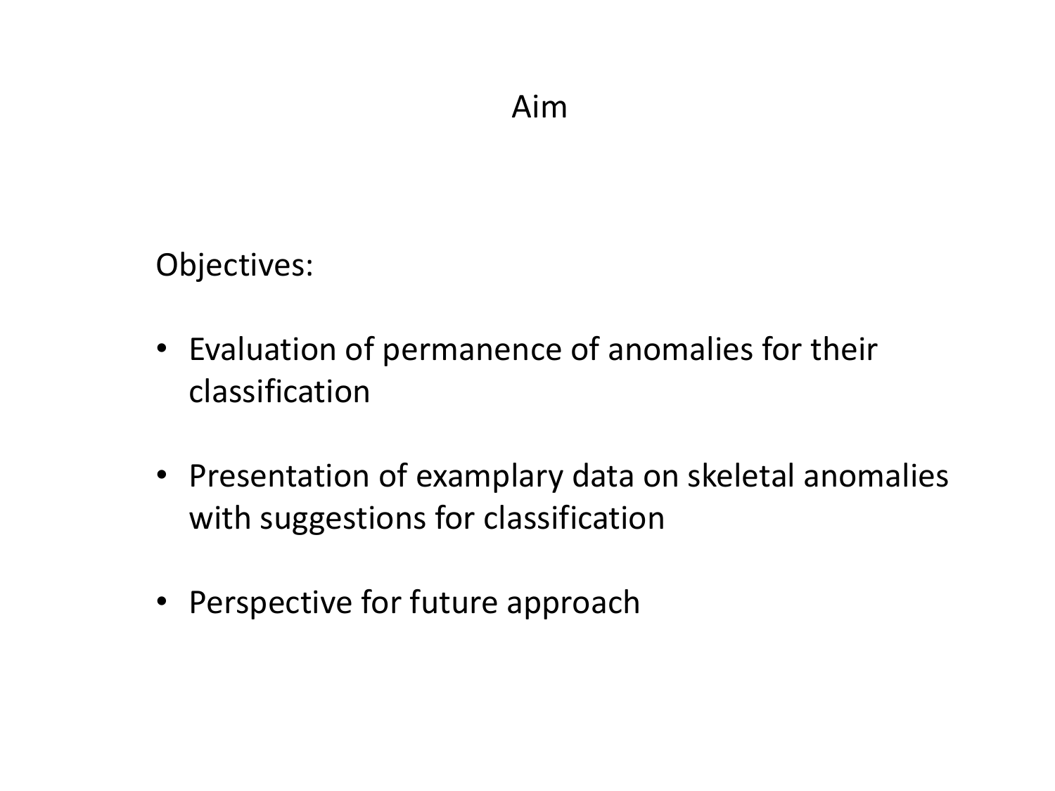# Aim

Objectives:

- Evaluation of permanence of anomalies for their classification
- Presentation of examplary data on skeletal anomalies with suggestions for classification
- Perspective for future approach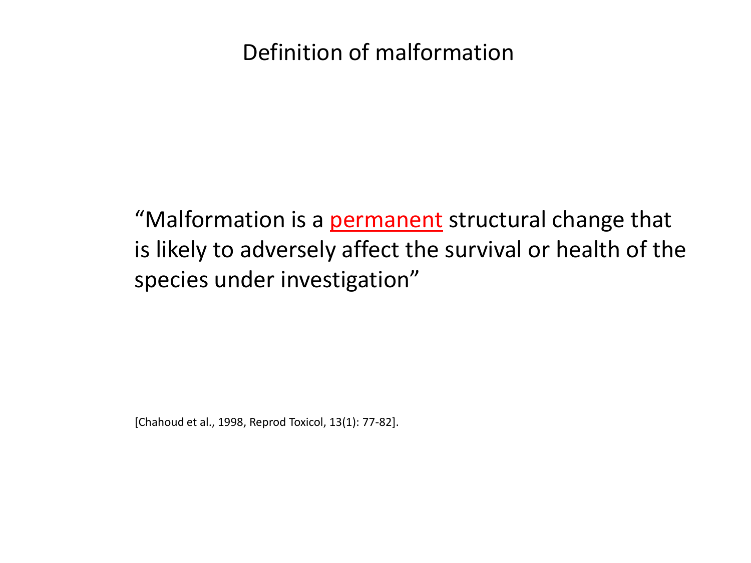# Definition of malformation

"Malformation is a <u>permanent</u> structural change that is likely to adversely affect the survival or health of the species under investigation"

[Chahoud et al., 1998, Reprod Toxicol, 13(1): 77-82].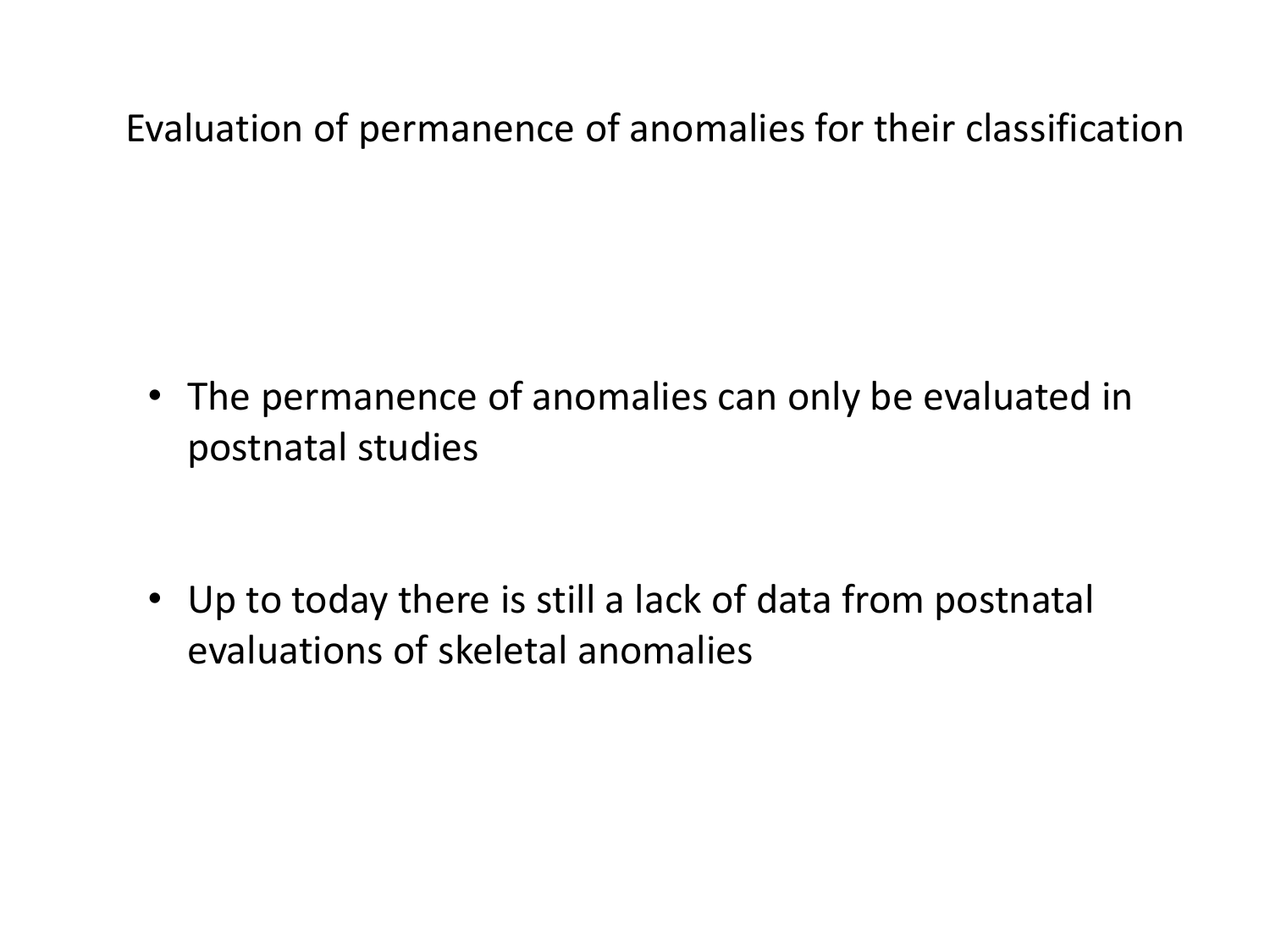# Evaluation of permanence of anomalies for their classification

- The permanence of anomalies can only be evaluated in postnatal studies
- Up to today there is still a lack of data from postnatal evaluations of skeletal anomalies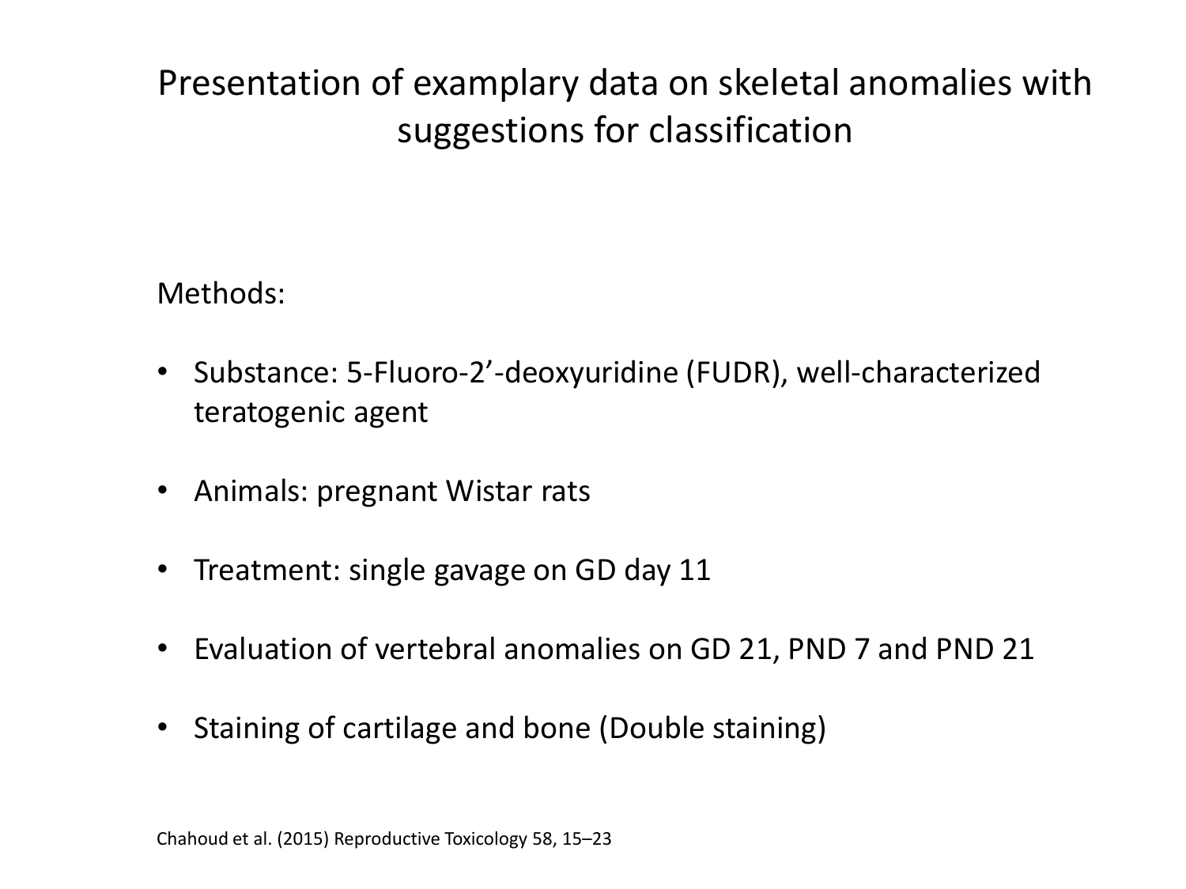# Presentation of examplary data on skeletal anomalies with suggestions for classification

Methods:

- Substance: 5-Fluoro-2'-deoxyuridine (FUDR), well-characterized teratogenic agent
- Animals: pregnant Wistar rats
- Treatment: single gavage on GD day 11
- Evaluation of vertebral anomalies on GD 21, PND 7 and PND 21
- Staining of cartilage and bone (Double staining)

Chahoud et al. (2015) Reproductive Toxicology 58, 15–23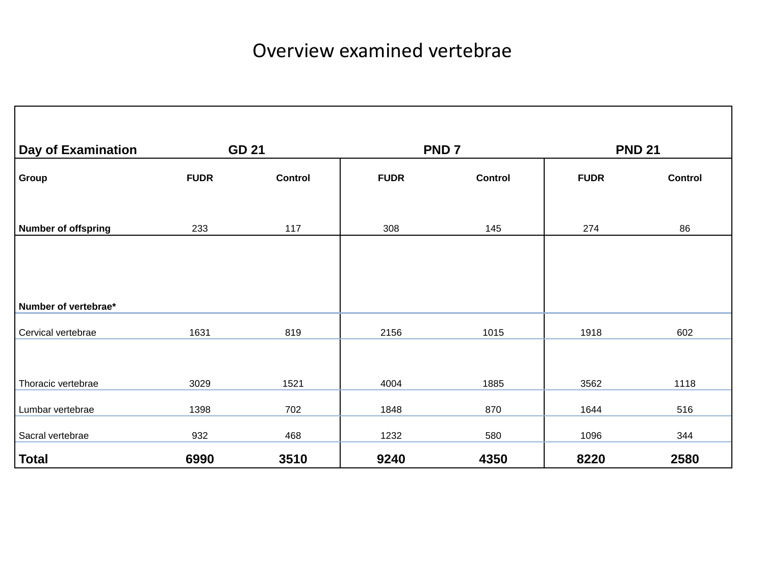# Overview examined vertebrae

| Day of Examination | GD 21 | | PND 7 | | PND 21 | |
|---|---|---|---|---|---|---|
| Group | FUDR | Control | FUDR | Control | FUDR | Control |
| Number of offspring | 233 | 117 | 308 | 145 | 274 | 86 |
| Number of vertebrae* | | | | | | |
| Cervical vertebrae | 1631 | 819 | 2156 | 1015 | 1918 | 602 |
| Thoracic vertebrae | 3029 | 1521 | 4004 | 1885 | 3562 | 1118 |
| Lumbar vertebrae | 1398 | 702 | 1848 | 870 | 1644 | 516 |
| Sacral vertebrae | 932 | 468 | 1232 | 580 | 1096 | 344 |
| **Total** | **6990** | **3510** | **9240** | **4350** | **8220** | **2580** |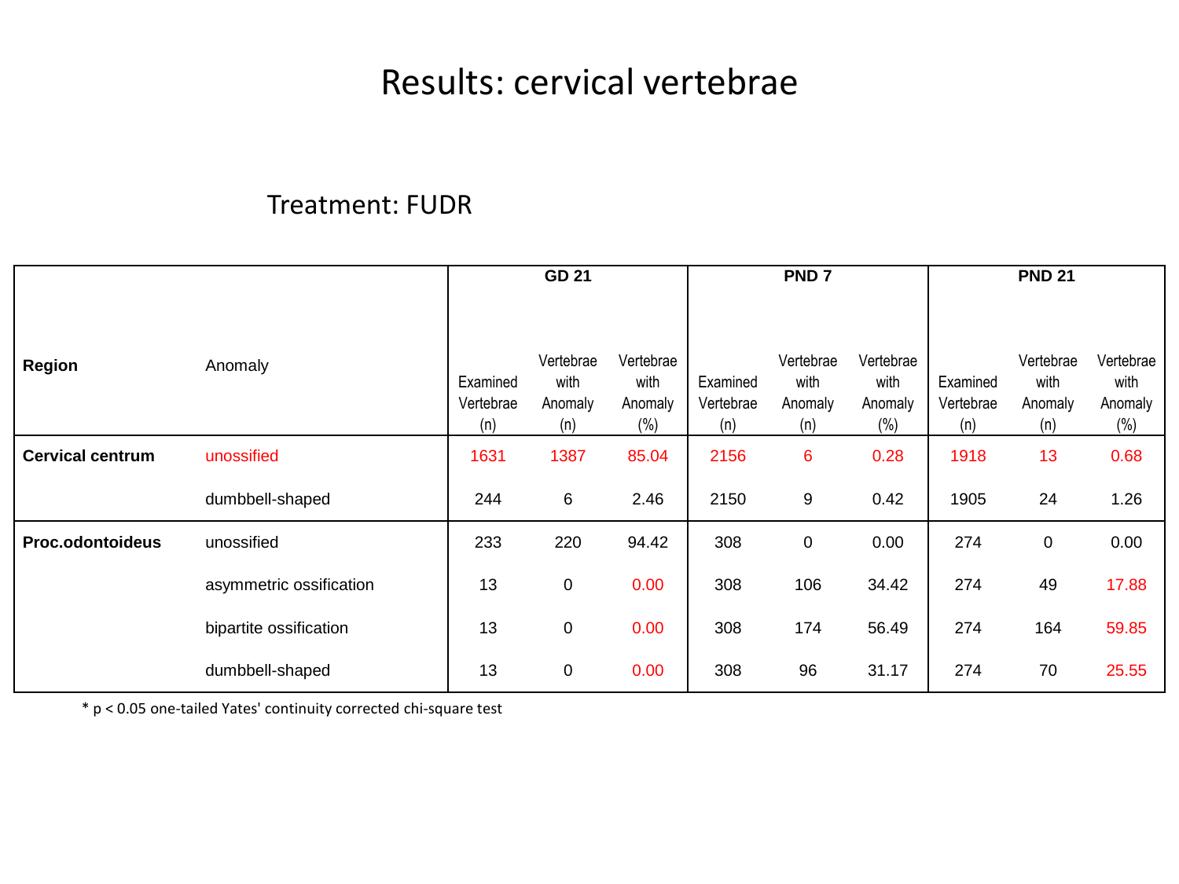# Results: cervical vertebrae

## Treatment: FUDR

| Region | Anomaly | GD 21 | | | PND 7 | | | PND 21 | | |
|---|---|---|---|---|---|---|---|---|---|---|
| | | Examined Vertebrae (n) | Vertebrae with Anomaly (n) | Vertebrae with Anomaly (%) | Examined Vertebrae (n) | Vertebrae with Anomaly (n) | Vertebrae with Anomaly (%) | Examined Vertebrae (n) | Vertebrae with Anomaly (n) | Vertebrae with Anomaly (%) |
| **Cervical centrum** | unossified | 1631 | 1387 | 85.04 | 2156 | 6 | 0.28 | 1918 | 13 | 0.68 |
| | dumbbell-shaped | 244 | 6 | 2.46 | 2150 | 9 | 0.42 | 1905 | 24 | 1.26 |
| **Proc.odontoideus** | unossified | 233 | 220 | 94.42 | 308 | 0 | 0.00 | 274 | 0 | 0.00 |
| | asymmetric ossification | 13 | 0 | 0.00 | 308 | 106 | 34.42 | 274 | 49 | 17.88 |
| | bipartite ossification | 13 | 0 | 0.00 | 308 | 174 | 56.49 | 274 | 164 | 59.85 |
| | dumbbell-shaped | 13 | 0 | 0.00 | 308 | 96 | 31.17 | 274 | 70 | 25.55 |

* $p < 0.05$ one-tailed Yates' continuity corrected chi-square test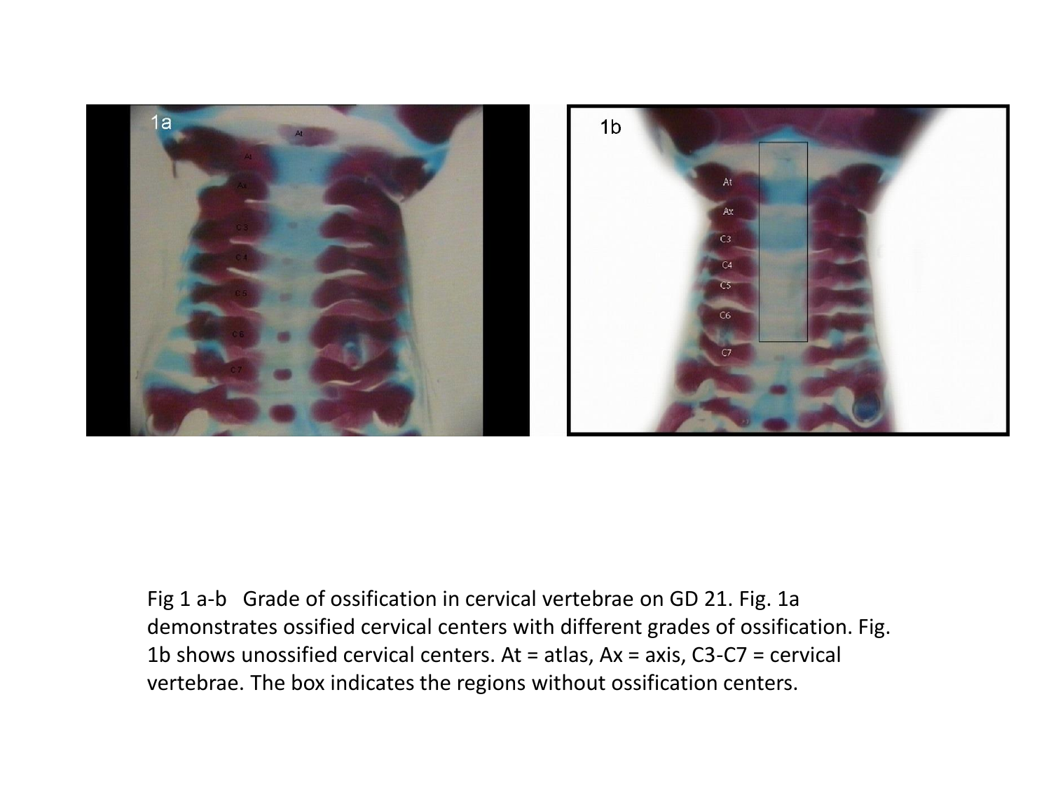Fig 1 a-b Grade of ossification in cervical vertebrae on GD 21. Fig. 1a demonstrates ossified cervical centers with different grades of ossification. Fig. 1b shows unossified cervical centers. At = atlas, Ax = axis, C3-C7 = cervical vertebrae. The box indicates the regions without ossification centers.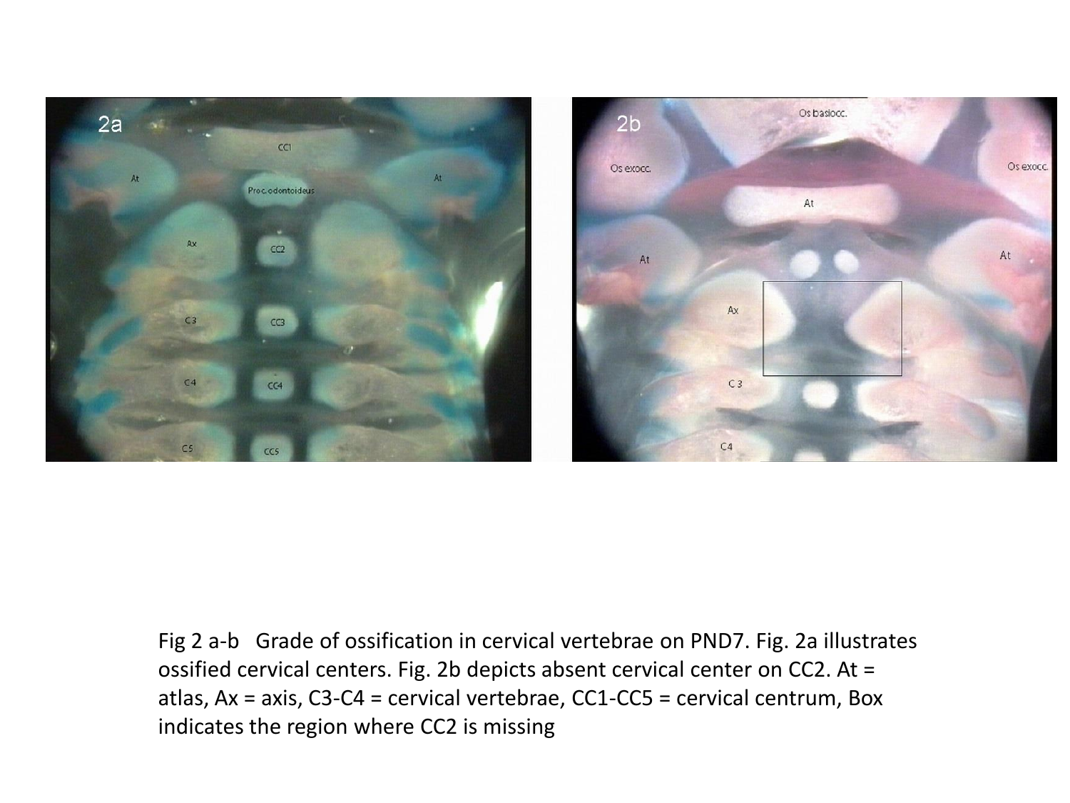Fig 2 a-b Grade of ossification in cervical vertebrae on PND7. Fig. 2a illustrates ossified cervical centers. Fig. 2b depicts absent cervical center on CC2. At = atlas, Ax = axis, C3-C4 = cervical vertebrae, CC1-CC5 = cervical centrum, Box indicates the region where CC2 is missing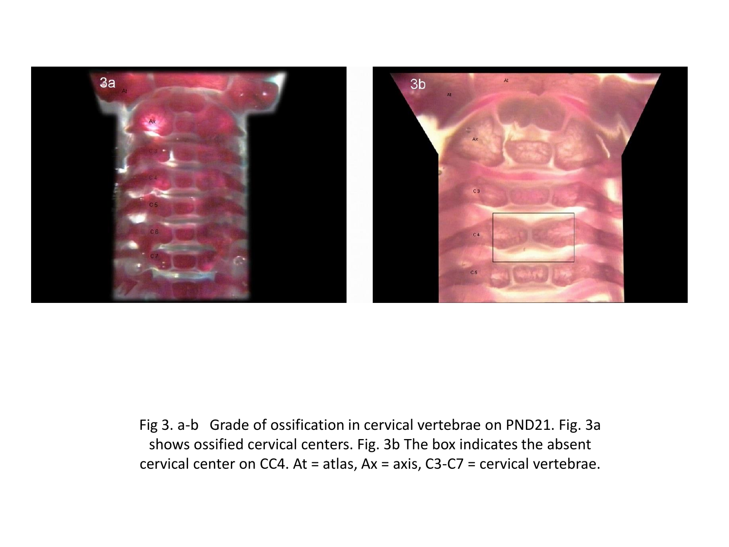Fig 3. a-b Grade of ossification in cervical vertebrae on PND21. Fig. 3a shows ossified cervical centers. Fig. 3b The box indicates the absent cervical center on CC4. At = atlas, Ax = axis, C3-C7 = cervical vertebrae.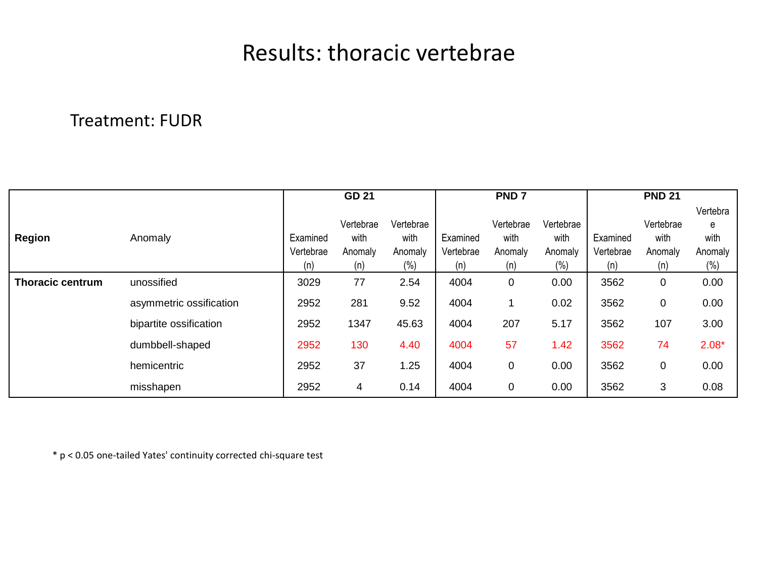# Results: thoracic vertebrae

Treatment: FUDR

| | | GD 21 | | | PND 7 | | | PND 21 | | |
|---|---|---|---|---|---|---|---|---|---|---|
| **Region** | Anomaly | Examined Vertebrae (n) | Vertebrae with Anomaly (n) | Vertebrae with Anomaly (%) | Examined Vertebrae (n) | Vertebrae with Anomaly (n) | Vertebrae with Anomaly (%) | Examined Vertebrae (n) | Vertebrae with Anomaly (n) | Vertebrae with Anomaly (%) |
| **Thoracic centrum** | unossified | 3029 | 77 | 2.54 | 4004 | 0 | 0.00 | 3562 | 0 | 0.00 |
| | asymmetric ossification | 2952 | 281 | 9.52 | 4004 | 1 | 0.02 | 3562 | 0 | 0.00 |
| | bipartite ossification | 2952 | 1347 | 45.63 | 4004 | 207 | 5.17 | 3562 | 107 | 3.00 |
| | dumbbell-shaped | 2952 | 130 | 4.40 | 4004 | 57 | 1.42 | 3562 | 74 | 2.08* |
| | hemicentric | 2952 | 37 | 1.25 | 4004 | 0 | 0.00 | 3562 | 0 | 0.00 |
| | misshapen | 2952 | 4 | 0.14 | 4004 | 0 | 0.00 | 3562 | 3 | 0.08 |

* $p < 0.05$ one-tailed Yates' continuity corrected chi-square test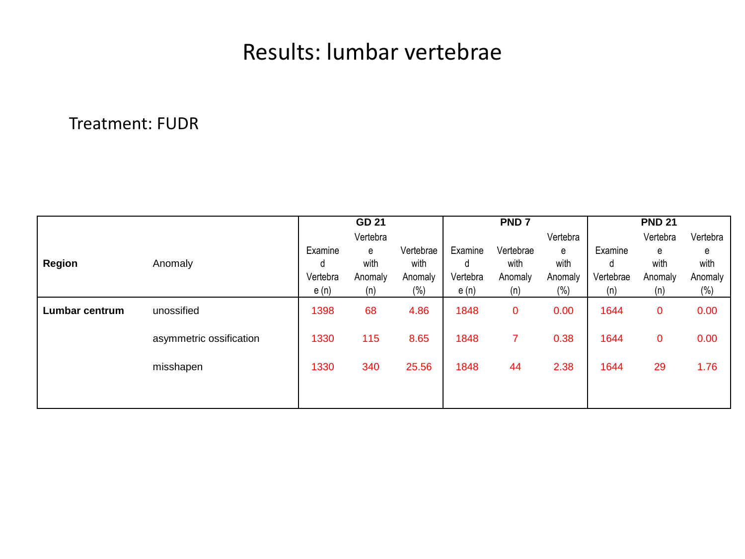# Results: lumbar vertebrae

Treatment: FUDR

| Region | Anomaly | GD 21 | | | PND 7 | | | PND 21 | | |
|---|---|---|---|---|---|---|---|---|---|---|
| | | Examined Vertebrae (n) | Vertebrae with Anomaly (n) | Vertebrae with Anomaly (%) | Examined Vertebrae (n) | Vertebrae with Anomaly (n) | Vertebrae with Anomaly (%) | Examined Vertebrae (n) | Vertebrae with Anomaly (n) | Vertebrae with Anomaly (%) |
| **Lumbar centrum** | unossified | 1398 | 68 | 4.86 | 1848 | 0 | 0.00 | 1644 | 0 | 0.00 |
| | asymmetric ossification | 1330 | 115 | 8.65 | 1848 | 7 | 0.38 | 1644 | 0 | 0.00 |
| | misshapen | 1330 | 340 | 25.56 | 1848 | 44 | 2.38 | 1644 | 29 | 1.76 |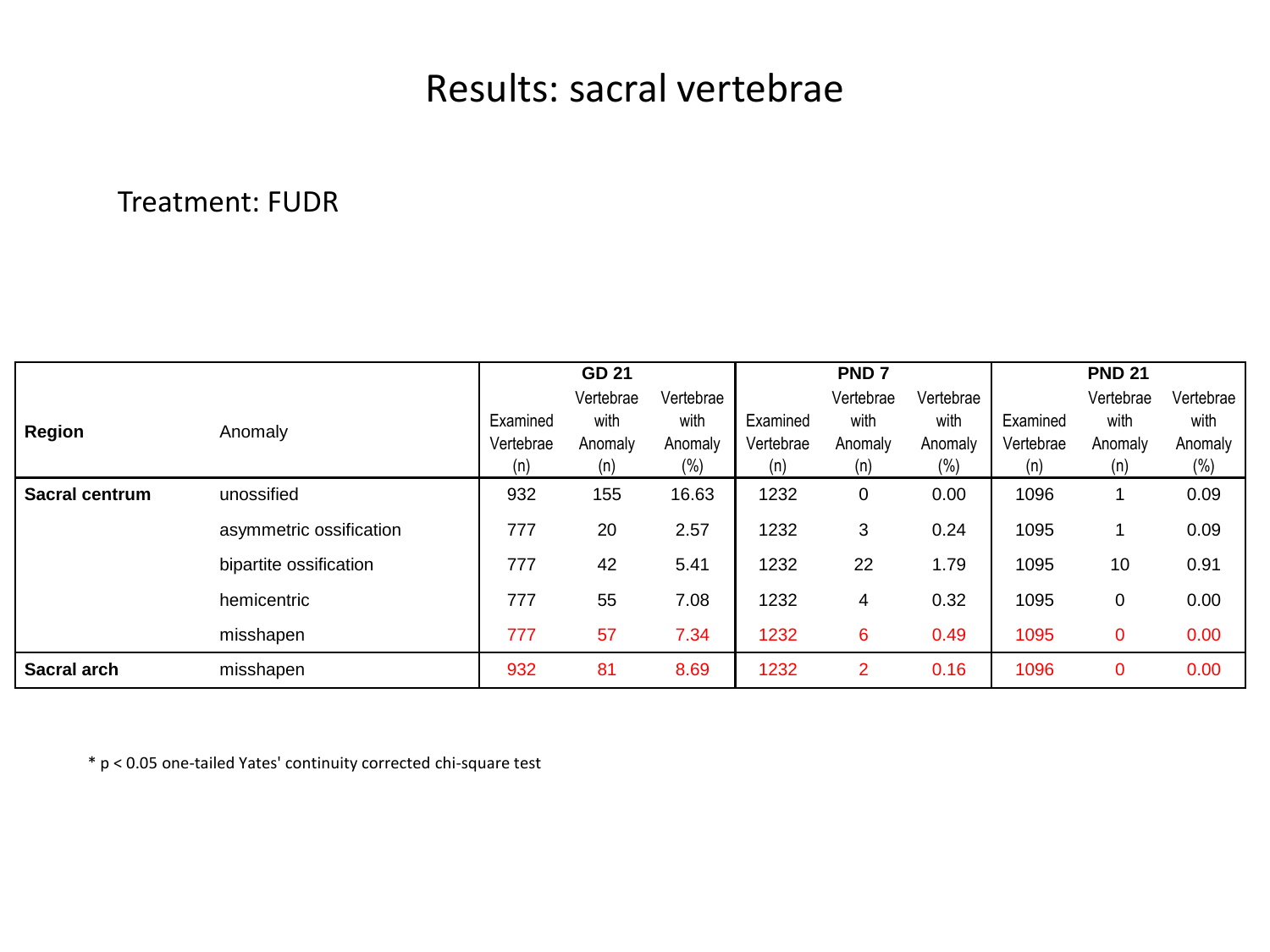# Results: sacral vertebrae

Treatment: FUDR

| Region | Anomaly | GD 21 | | | PND 7 | | | PND 21 | | |
|---|---|---|---|---|---|---|---|---|---|---|
| | | Examined Vertebrae (n) | Vertebrae with Anomaly (n) | Vertebrae with Anomaly (%) | Examined Vertebrae (n) | Vertebrae with Anomaly (n) | Vertebrae with Anomaly (%) | Examined Vertebrae (n) | Vertebrae with Anomaly (n) | Vertebrae with Anomaly (%) |
| **Sacral centrum** | unossified | 932 | 155 | 16.63 | 1232 | 0 | 0.00 | 1096 | 1 | 0.09 |
| | asymmetric ossification | 777 | 20 | 2.57 | 1232 | 3 | 0.24 | 1095 | 1 | 0.09 |
| | bipartite ossification | 777 | 42 | 5.41 | 1232 | 22 | 1.79 | 1095 | 10 | 0.91 |
| | hemicentric | 777 | 55 | 7.08 | 1232 | 4 | 0.32 | 1095 | 0 | 0.00 |
| | misshapen | 777 | 57 | 7.34 | 1232 | 6 | 0.49 | 1095 | 0 | 0.00 |
| **Sacral arch** | misshapen | 932 | 81 | 8.69 | 1232 | 2 | 0.16 | 1096 | 0 | 0.00 |

* $p < 0.05$ one-tailed Yates' continuity corrected chi-square test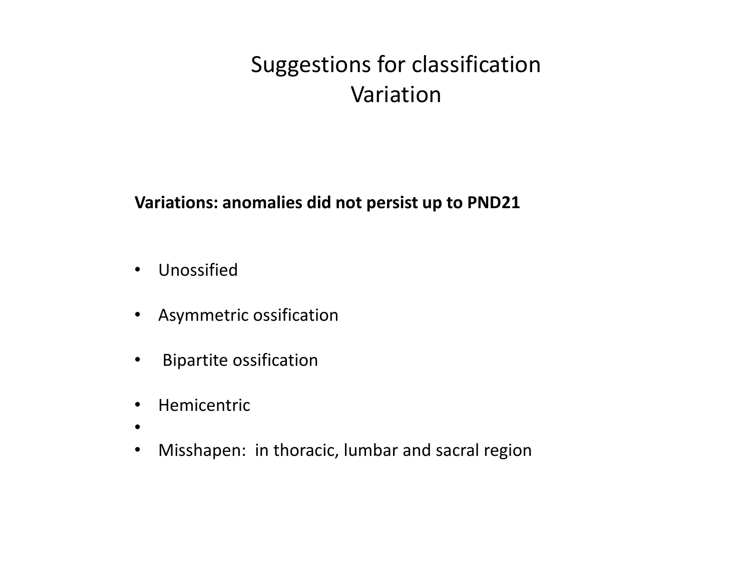# Suggestions for classification
# Variation

**Variations: anomalies did not persist up to PND21**

- Unossified
- Asymmetric ossification
- Bipartite ossification
- Hemicentric
- 
- Misshapen: in thoracic, lumbar and sacral region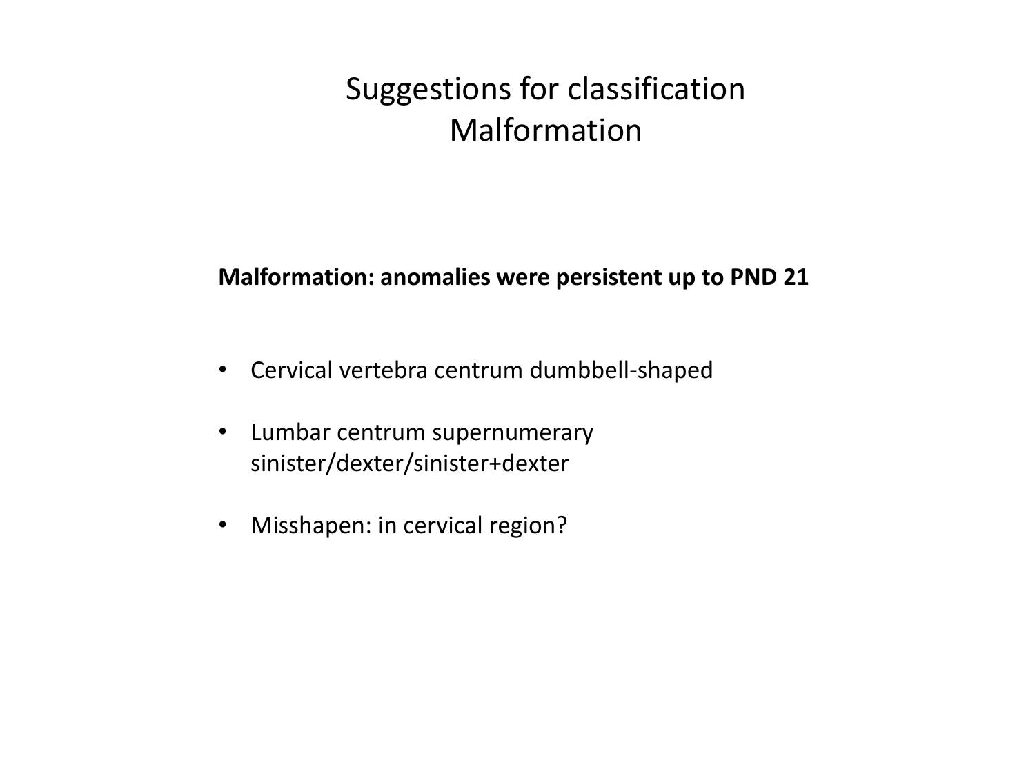# Suggestions for classification
# Malformation

**Malformation: anomalies were persistent up to PND 21**

- Cervical vertebra centrum dumbbell-shaped
- Lumbar centrum supernumerary sinister/dexter/sinister+dexter
- Misshapen: in cervical region?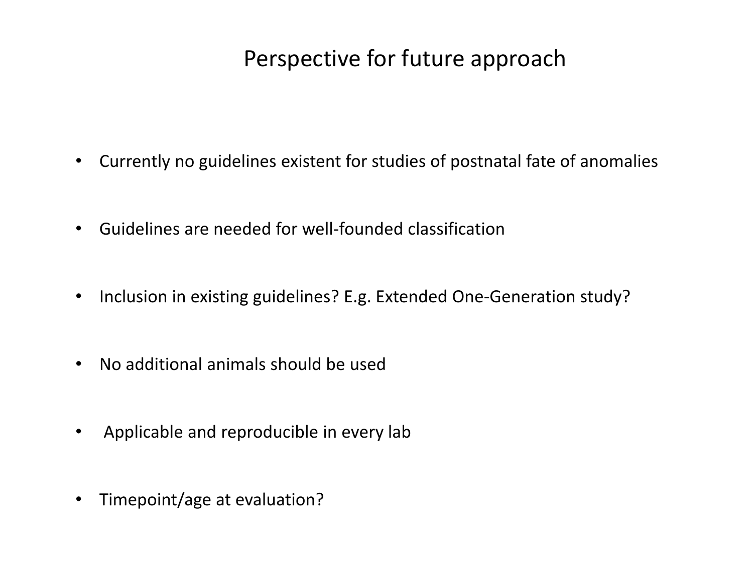# Perspective for future approach

- Currently no guidelines existent for studies of postnatal fate of anomalies
- Guidelines are needed for well-founded classification
- Inclusion in existing guidelines? E.g. Extended One-Generation study?
- No additional animals should be used
- Applicable and reproducible in every lab
- Timepoint/age at evaluation?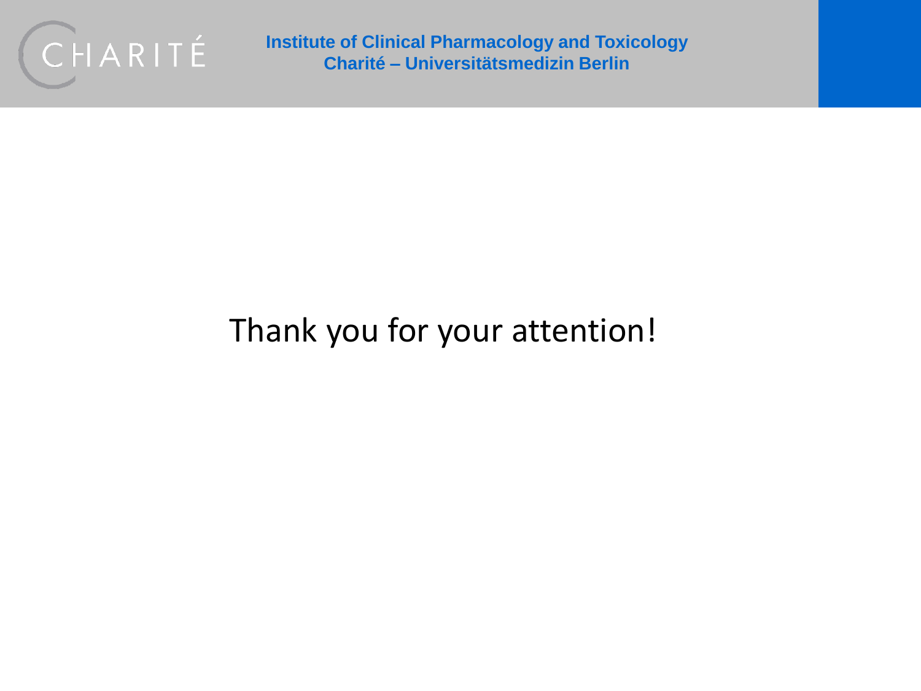Thank you for your attention!